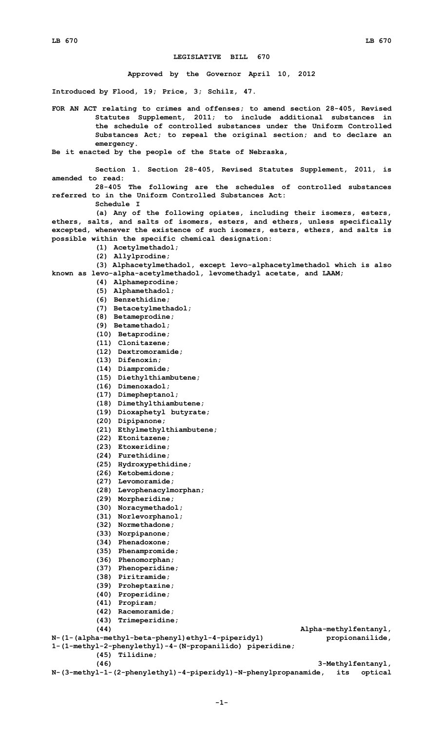# LEGISLATIVE BILL 670

**Approved by the Governor April 10, 2012**

**Introduced by Flood, 19; Price, 3; Schilz, 47.**

**FOR AN ACT relating to crimes and offenses; to amend section 28-405, Revised Statutes Supplement, 2011; to include additional substances in the schedule of controlled substances under the Uniform Controlled Substances Act; to repeal the original section; and to declare an emergency.**

**Be it enacted by the people of the State of Nebraska,**

**Section 1. Section 28-405, Revised Statutes Supplement, 2011, is amended to read:**

**28-405 The following are the schedules of controlled substances referred to in the Uniform Controlled Substances Act:**

**Schedule I**

**(a) Any of the following opiates, including their isomers, esters, ethers, salts, and salts of isomers, esters, and ethers, unless specifically excepted, whenever the existence of such isomers, esters, ethers, and salts is possible within the specific chemical designation:**

**(1) Acetylmethadol;**

**(2) Allylprodine;**

**(3) Alphacetylmethadol, except levo-alphacetylmethadol which is also known as levo-alpha-acetylmethadol, levomethadyl acetate, and LAAM;**

**(4) Alphameprodine;**

**(5) Alphamethadol;**

**(6) Benzethidine;**

**(7) Betacetylmethadol;**

**(8) Betameprodine;**

**(9) Betamethadol;**

**(10) Betaprodine;**

**(11) Clonitazene;**

**(12) Dextromoramide;**

**(13) Difenoxin;**

**(14) Diampromide;**

**(15) Diethylthiambutene;**

**(16) Dimenoxadol;**

**(17) Dimepheptanol;**

**(18) Dimethylthiambutene;**

**(19) Dioxaphetyl butyrate;**

**(20) Dipipanone;**

**(21) Ethylmethylthiambutene;**

**(22) Etonitazene;**

**(23) Etoxeridine;**

**(24) Furethidine;**

**(25) Hydroxypethidine;**

**(26) Ketobemidone;**

**(27) Levomoramide;**

**(28) Levophenacylmorphan;**

**(29) Morpheridine;**

**(30) Noracymethadol;**

**(31) Norlevorphanol;**

**(32) Normethadone;**

**(33) Norpipanone;**

**(34) Phenadoxone;**

**(35) Phenampromide;**

**(36) Phenomorphan;**

**(37) Phenoperidine;**

**(38) Piritramide;**

**(39) Proheptazine;**

**(40) Properidine;**

**(41) Propiram;**

**(42) Racemoramide;**

**(43) Trimeperidine;**

**(44) Alpha-methylfentanyl, N-(1-(alpha-methyl-beta-phenyl)ethyl-4-piperidyl) propionanilide, 1-(1-methyl-2-phenylethyl)-4-(N-propanilido) piperidine;**

**(45) Tilidine;**

**(46) 3-Methylfentanyl, N-(3-methyl-1-(2-phenylethyl)-4-piperidyl)-N-phenylpropanamide, its optical**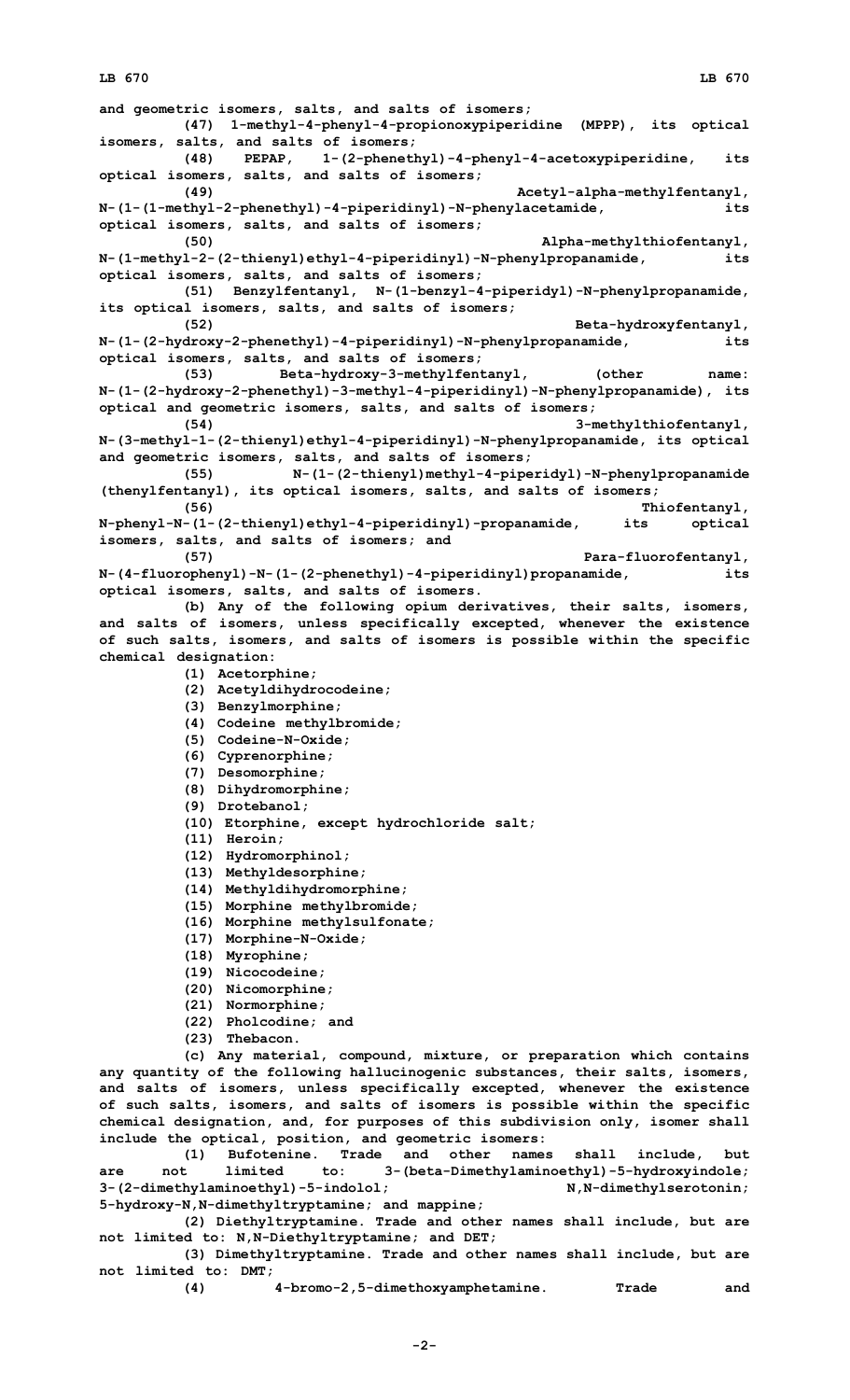and geometric isomers, salts, and salts of isomers;

(47) 1-methyl-4-phenyl-4-propionoxypiperidine (MPPP), its optical isomers, salts, and salts of isomers;

(48) PEPAP, 1-(2-phenethyl)-4-phenyl-4-acetoxypiperidine, its optical isomers, salts, and salts of isomers;

(49) Acetyl-alpha-methylfentanyl, N-(1-(1-methyl-2-phenethyl)-4-piperidinyl)-N-phenylacetamide, its optical isomers, salts, and salts of isomers;

(50) Alpha-methylthiofentanyl, N-(1-methyl-2-(2-thienyl)ethyl-4-piperidinyl)-N-phenylpropanamide, its optical isomers, salts, and salts of isomers;

(51) Benzylfentanyl, N-(1-benzyl-4-piperidyl)-N-phenylpropanamide, its optical isomers, salts, and salts of isomers;

(52) Beta-hydroxyfentanyl, N-(1-(2-hydroxy-2-phenethyl)-4-piperidinyl)-N-phenylpropanamide, its optical isomers, salts, and salts of isomers;

(53) Beta-hydroxy-3-methylfentanyl, (other name: N-(1-(2-hydroxy-2-phenethyl)-3-methyl-4-piperidinyl)-N-phenylpropanamide), its optical and geometric isomers, salts, and salts of isomers;

(54) 3-methylthiofentanyl, N-(3-methyl-1-(2-thienyl)ethyl-4-piperidinyl)-N-phenylpropanamide, its optical and geometric isomers, salts, and salts of isomers;

(55) N-(1-(2-thienyl)methyl-4-piperidyl)-N-phenylpropanamide (thenylfentanyl), its optical isomers, salts, and salts of isomers;

(56) Thiofentanyl, N-phenyl-N-(1-(2-thienyl)ethyl-4-piperidinyl)-propanamide, its optical isomers, salts, and salts of isomers; and

(57) Para-fluorofentanyl, N-(4-fluorophenyl)-N-(1-(2-phenethyl)-4-piperidinyl)propanamide, its optical isomers, salts, and salts of isomers.

(b) Any of the following opium derivatives, their salts, isomers, and salts of isomers, unless specifically excepted, whenever the existence of such salts, isomers, and salts of isomers is possible within the specific chemical designation:

(1) Acetorphine;
(2) Acetyldihydrocodeine;
(3) Benzylmorphine;
(4) Codeine methylbromide;
(5) Codeine-N-Oxide;
(6) Cyprenorphine;
(7) Desomorphine;
(8) Dihydromorphine;
(9) Drotebanol;
(10) Etorphine, except hydrochloride salt;
(11) Heroin;
(12) Hydromorphinol;
(13) Methyldesorphine;
(14) Methyldihydromorphine;
(15) Morphine methylbromide;
(16) Morphine methylsulfonate;
(17) Morphine-N-Oxide;
(18) Myrophine;
(19) Nicocodeine;
(20) Nicomorphine;
(21) Normorphine;
(22) Pholcodine; and
(23) Thebacon.

(c) Any material, compound, mixture, or preparation which contains any quantity of the following hallucinogenic substances, their salts, isomers, and salts of isomers, unless specifically excepted, whenever the existence of such salts, isomers, and salts of isomers is possible within the specific chemical designation, and, for purposes of this subdivision only, isomer shall include the optical, position, and geometric isomers:

(1) Bufotenine. Trade and other names shall include, but are not limited to: 3-(beta-Dimethylaminoethyl)-5-hydroxyindole; 3-(2-dimethylaminoethyl)-5-indolol; N,N-dimethylserotonin; 5-hydroxy-N,N-dimethyltryptamine; and mappine;

(2) Diethyltryptamine. Trade and other names shall include, but are not limited to: N,N-Diethyltryptamine; and DET;

(3) Dimethyltryptamine. Trade and other names shall include, but are not limited to: DMT;

(4) 4-bromo-2,5-dimethoxyamphetamine. Trade and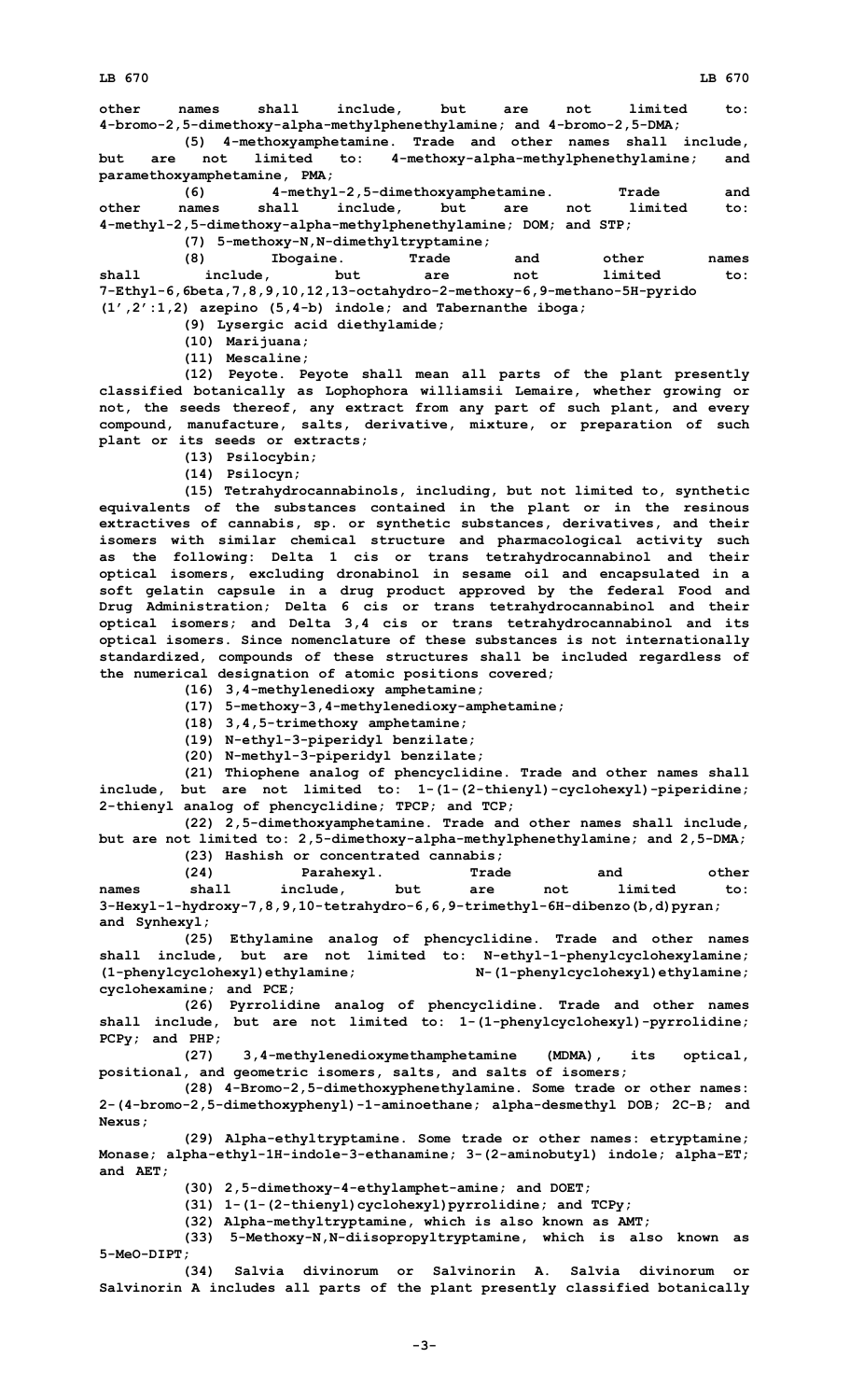**other names shall include, but are not limited to: 4-bromo-2,5-dimethoxy-alpha-methylphenethylamine; and 4-bromo-2,5-DMA;**

**(5) 4-methoxyamphetamine. Trade and other names shall include, but are not limited to: 4-methoxy-alpha-methylphenethylamine; and paramethoxyamphetamine, PMA;**

**(6) 4-methyl-2,5-dimethoxyamphetamine. Trade and other names shall include, but are not limited to: 4-methyl-2,5-dimethoxy-alpha-methylphenethylamine; DOM; and STP;**

**(7) 5-methoxy-N,N-dimethyltryptamine;**

**(8) Ibogaine. Trade and other names shall include, but are not limited to: 7-Ethyl-6,6beta,7,8,9,10,12,13-octahydro-2-methoxy-6,9-methano-5H-pyrido (1',2':1,2) azepino (5,4-b) indole; and Tabernanthe iboga;**

**(9) Lysergic acid diethylamide;**

**(10) Marijuana;**

**(11) Mescaline;**

**(12) Peyote. Peyote shall mean all parts of the plant presently classified botanically as Lophophora williamsii Lemaire, whether growing or not, the seeds thereof, any extract from any part of such plant, and every compound, manufacture, salts, derivative, mixture, or preparation of such plant or its seeds or extracts;**

**(13) Psilocybin;**

**(14) Psilocyn;**

**(15) Tetrahydrocannabinols, including, but not limited to, synthetic equivalents of the substances contained in the plant or in the resinous extractives of cannabis, sp. or synthetic substances, derivatives, and their isomers with similar chemical structure and pharmacological activity such as the following: Delta 1 cis or trans tetrahydrocannabinol and their optical isomers, excluding dronabinol in sesame oil and encapsulated in a soft gelatin capsule in a drug product approved by the federal Food and Drug Administration; Delta 6 cis or trans tetrahydrocannabinol and their optical isomers; and Delta 3,4 cis or trans tetrahydrocannabinol and its optical isomers. Since nomenclature of these substances is not internationally standardized, compounds of these structures shall be included regardless of the numerical designation of atomic positions covered;**

**(16) 3,4-methylenedioxy amphetamine;**

**(17) 5-methoxy-3,4-methylenedioxy-amphetamine;**

**(18) 3,4,5-trimethoxy amphetamine;**

**(19) N-ethyl-3-piperidyl benzilate;**

**(20) N-methyl-3-piperidyl benzilate;**

**(21) Thiophene analog of phencyclidine. Trade and other names shall include, but are not limited to: 1-(1-(2-thienyl)-cyclohexyl)-piperidine; 2-thienyl analog of phencyclidine; TPCP; and TCP;**

**(22) 2,5-dimethoxyamphetamine. Trade and other names shall include, but are not limited to: 2,5-dimethoxy-alpha-methylphenethylamine; and 2,5-DMA;**

**(23) Hashish or concentrated cannabis;**

**(24) Parahexyl. Trade and other names shall include, but are not limited to: 3-Hexyl-1-hydroxy-7,8,9,10-tetrahydro-6,6,9-trimethyl-6H-dibenzo(b,d)pyran; and Synhexyl;**

**(25) Ethylamine analog of phencyclidine. Trade and other names shall include, but are not limited to: N-ethyl-1-phenylcyclohexylamine; (1-phenylcyclohexyl)ethylamine; N-(1-phenylcyclohexyl)ethylamine; cyclohexamine; and PCE;**

**(26) Pyrrolidine analog of phencyclidine. Trade and other names shall include, but are not limited to: 1-(1-phenylcyclohexyl)-pyrrolidine; PCPy; and PHP;**

**(27) 3,4-methylenedioxymethamphetamine (MDMA), its optical, positional, and geometric isomers, salts, and salts of isomers;**

**(28) 4-Bromo-2,5-dimethoxyphenethylamine. Some trade or other names: 2-(4-bromo-2,5-dimethoxyphenyl)-1-aminoethane; alpha-desmethyl DOB; 2C-B; and Nexus;**

**(29) Alpha-ethyltryptamine. Some trade or other names: etryptamine; Monase; alpha-ethyl-1H-indole-3-ethanamine; 3-(2-aminobutyl) indole; alpha-ET; and AET;**

**(30) 2,5-dimethoxy-4-ethylamphet-amine; and DOET;**

**(31) 1-(1-(2-thienyl)cyclohexyl)pyrrolidine; and TCPy;**

**(32) Alpha-methyltryptamine, which is also known as AMT;**

**(33) 5-Methoxy-N,N-diisopropyltryptamine, which is also known as 5-MeO-DIPT;**

**(34) Salvia divinorum or Salvinorin A. Salvia divinorum or Salvinorin A includes all parts of the plant presently classified botanically**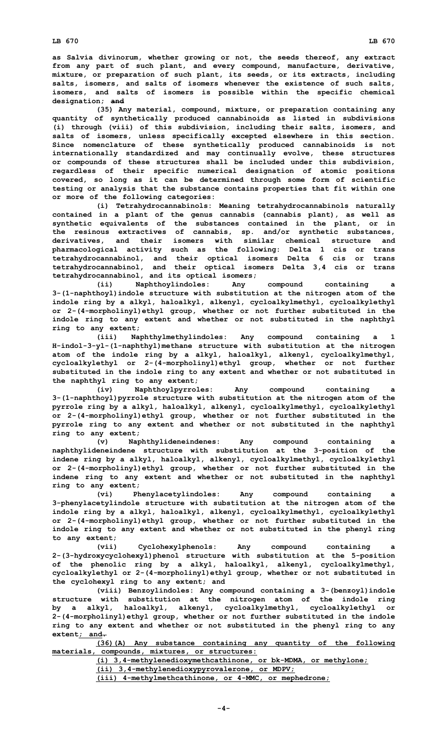**as Salvia divinorum, whether growing or not, the seeds thereof, any extract from any part of such plant, and every compound, manufacture, derivative, mixture, or preparation of such plant, its seeds, or its extracts, including salts, isomers, and salts of isomers whenever the existence of such salts, isomers, and salts of isomers is possible within the specific chemical designation; ~~and~~**

**(35) Any material, compound, mixture, or preparation containing any quantity of synthetically produced cannabinoids as listed in subdivisions (i) through (viii) of this subdivision, including their salts, isomers, and salts of isomers, unless specifically excepted elsewhere in this section. Since nomenclature of these synthetically produced cannabinoids is not internationally standardized and may continually evolve, these structures or compounds of these structures shall be included under this subdivision, regardless of their specific numerical designation of atomic positions covered, so long as it can be determined through some form of scientific testing or analysis that the substance contains properties that fit within one or more of the following categories:**

**(i) Tetrahydrocannabinols: Meaning tetrahydrocannabinols naturally contained in a plant of the genus cannabis (cannabis plant), as well as synthetic equivalents of the substances contained in the plant, or in the resinous extractives of cannabis, sp. and/or synthetic substances, derivatives, and their isomers with similar chemical structure and pharmacological activity such as the following: Delta 1 cis or trans tetrahydrocannabinol, and their optical isomers Delta 6 cis or trans tetrahydrocannabinol, and their optical isomers Delta 3,4 cis or trans tetrahydrocannabinol, and its optical isomers;**

**(ii) Naphthoylindoles: Any compound containing a 3-(1-naphthoyl)indole structure with substitution at the nitrogen atom of the indole ring by a alkyl, haloalkyl, alkenyl, cycloalkylmethyl, cycloalkylethyl or 2-(4-morpholinyl)ethyl group, whether or not further substituted in the indole ring to any extent and whether or not substituted in the naphthyl ring to any extent;**

**(iii) Naphthylmethylindoles: Any compound containing a 1 H-indol-3-yl-(1-naphthyl)methane structure with substitution at the nitrogen atom of the indole ring by a alkyl, haloalkyl, alkenyl, cycloalkylmethyl, cycloalkylethyl or 2-(4-morpholinyl)ethyl group, whether or not further substituted in the indole ring to any extent and whether or not substituted in the naphthyl ring to any extent;**

**(iv) Naphthoylpyrroles: Any compound containing a 3-(1-naphthoyl)pyrrole structure with substitution at the nitrogen atom of the pyrrole ring by a alkyl, haloalkyl, alkenyl, cycloalkylmethyl, cycloalkylethyl or 2-(4-morpholinyl)ethyl group, whether or not further substituted in the pyrrole ring to any extent and whether or not substituted in the naphthyl ring to any extent;**

**(v) Naphthylideneindenes: Any compound containing a naphthylideneindene structure with substitution at the 3-position of the indene ring by a alkyl, haloalkyl, alkenyl, cycloalkylmethyl, cycloalkylethyl or 2-(4-morpholinyl)ethyl group, whether or not further substituted in the indene ring to any extent and whether or not substituted in the naphthyl ring to any extent;**

**(vi) Phenylacetylindoles: Any compound containing a 3-phenylacetylindole structure with substitution at the nitrogen atom of the indole ring by a alkyl, haloalkyl, alkenyl, cycloalkylmethyl, cycloalkylethyl or 2-(4-morpholinyl)ethyl group, whether or not further substituted in the indole ring to any extent and whether or not substituted in the phenyl ring to any extent;**

**(vii) Cyclohexylphenols: Any compound containing a 2-(3-hydroxycyclohexyl)phenol structure with substitution at the 5-position of the phenolic ring by a alkyl, haloalkyl, alkenyl, cycloalkylmethyl, cycloalkylethyl or 2-(4-morpholinyl)ethyl group, whether or not substituted in the cyclohexyl ring to any extent; and**

**(viii) Benzoylindoles: Any compound containing a 3-(benzoyl)indole structure with substitution at the nitrogen atom of the indole ring by a alkyl, haloalkyl, alkenyl, cycloalkylmethyl, cycloalkylethyl or 2-(4-morpholinyl)ethyl group, whether or not further substituted in the indole ring to any extent and whether or not substituted in the phenyl ring to any extent<u>; and</u>~~.~~**

**<u>(36)(A) Any substance containing any quantity of the following materials, compounds, mixtures, or structures:</u>**

**<u>(i) 3,4-methylenedioxymethcathinone, or bk-MDMA, or methylone;</u>**

**<u>(ii) 3,4-methylenedioxypyrovalerone, or MDPV;</u>**

**<u>(iii) 4-methylmethcathinone, or 4-MMC, or mephedrone;</u>**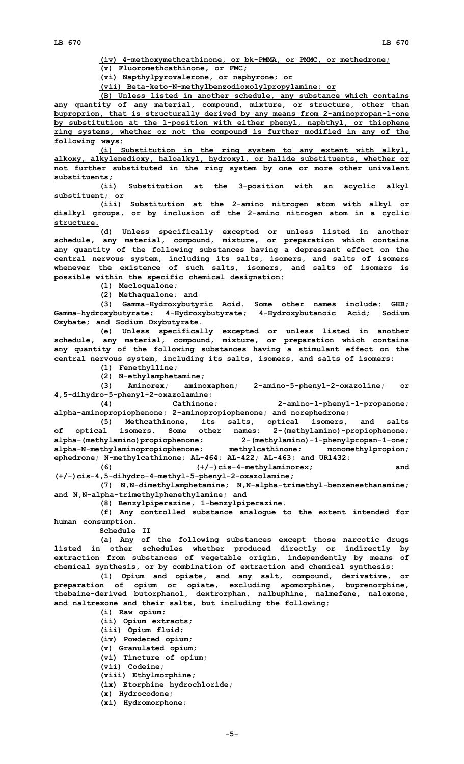(iv) 4-methoxymethcathinone, or bk-PMMA, or PMMC, or methedrone;

(v) Fluoromethcathinone, or FMC;

(vi) Napthylpyrovalerone, or naphyrone; or

(vii) Beta-keto-N-methylbenzodioxolylpropylamine; or

(B) Unless listed in another schedule, any substance which contains any quantity of any material, compound, mixture, or structure, other than buproprion, that is structurally derived by any means from 2-aminopropan-1-one by substitution at the 1-position with either phenyl, naphthyl, or thiophene ring systems, whether or not the compound is further modified in any of the following ways:

(i) Substitution in the ring system to any extent with alkyl, alkoxy, alkylenedioxy, haloalkyl, hydroxyl, or halide substituents, whether or not further substituted in the ring system by one or more other univalent substituents;

(ii) Substitution at the 3-position with an acyclic alkyl substituent; or

(iii) Substitution at the 2-amino nitrogen atom with alkyl or dialkyl groups, or by inclusion of the 2-amino nitrogen atom in a cyclic structure.

(d) Unless specifically excepted or unless listed in another schedule, any material, compound, mixture, or preparation which contains any quantity of the following substances having a depressant effect on the central nervous system, including its salts, isomers, and salts of isomers whenever the existence of such salts, isomers, and salts of isomers is possible within the specific chemical designation:

(1) Mecloqualone;

(2) Methaqualone; and

(3) Gamma-Hydroxybutyric Acid. Some other names include: GHB; Gamma-hydroxybutyrate; 4-Hydroxybutyrate; 4-Hydroxybutanoic Acid; Sodium Oxybate; and Sodium Oxybutyrate.

(e) Unless specifically excepted or unless listed in another schedule, any material, compound, mixture, or preparation which contains any quantity of the following substances having a stimulant effect on the central nervous system, including its salts, isomers, and salts of isomers:

(1) Fenethylline;

(2) N-ethylamphetamine;

(3) Aminorex; aminoxaphen; 2-amino-5-phenyl-2-oxazoline; or 4,5-dihydro-5-phenyl-2-oxazolamine;

(4) Cathinone; 2-amino-1-phenyl-1-propanone; alpha-aminopropiophenone; 2-aminopropiophenone; and norephedrone;

(5) Methcathinone, its salts, optical isomers, and salts of optical isomers. Some other names: 2-(methylamino)-propiophenone; alpha-(methylamino)propiophenone; 2-(methylamino)-1-phenylpropan-1-one; alpha-N-methylaminopropiophenone; methylcathinone; monomethylpropion; ephedrone; N-methylcathinone; AL-464; AL-422; AL-463; and UR1432;

(6) (+/-)cis-4-methylaminorex; and (+/-)cis-4,5-dihydro-4-methyl-5-phenyl-2-oxazolamine;

(7) N,N-dimethylamphetamine; N,N-alpha-trimethyl-benzeneethanamine; and N,N-alpha-trimethylphenethylamine; and

(8) Benzylpiperazine, 1-benzylpiperazine.

(f) Any controlled substance analogue to the extent intended for human consumption.

Schedule II

(a) Any of the following substances except those narcotic drugs listed in other schedules whether produced directly or indirectly by extraction from substances of vegetable origin, independently by means of chemical synthesis, or by combination of extraction and chemical synthesis:

(1) Opium and opiate, and any salt, compound, derivative, or preparation of opium or opiate, excluding apomorphine, buprenorphine, thebaine-derived butorphanol, dextrorphan, nalbuphine, nalmefene, naloxone, and naltrexone and their salts, but including the following:

(i) Raw opium;

(ii) Opium extracts;

(iii) Opium fluid;

(iv) Powdered opium;

(v) Granulated opium;

(vi) Tincture of opium;

(vii) Codeine;

(viii) Ethylmorphine;

(ix) Etorphine hydrochloride;

(x) Hydrocodone;

(xi) Hydromorphone;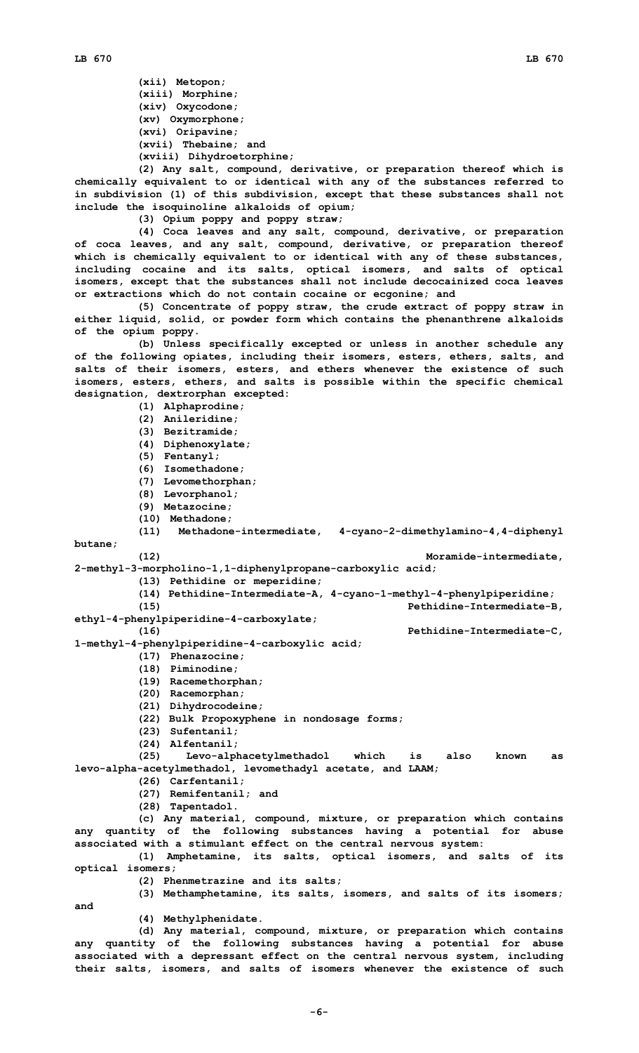(xii) Metopon;

(xiii) Morphine;

(xiv) Oxycodone;

(xv) Oxymorphone;

(xvi) Oripavine;

(xvii) Thebaine; and

(xviii) Dihydroetorphine;

(2) Any salt, compound, derivative, or preparation thereof which is chemically equivalent to or identical with any of the substances referred to in subdivision (1) of this subdivision, except that these substances shall not include the isoquinoline alkaloids of opium;

(3) Opium poppy and poppy straw;

(4) Coca leaves and any salt, compound, derivative, or preparation of coca leaves, and any salt, compound, derivative, or preparation thereof which is chemically equivalent to or identical with any of these substances, including cocaine and its salts, optical isomers, and salts of optical isomers, except that the substances shall not include decocainized coca leaves or extractions which do not contain cocaine or ecgonine; and

(5) Concentrate of poppy straw, the crude extract of poppy straw in either liquid, solid, or powder form which contains the phenanthrene alkaloids of the opium poppy.

(b) Unless specifically excepted or unless in another schedule any of the following opiates, including their isomers, esters, ethers, salts, and salts of their isomers, esters, and ethers whenever the existence of such isomers, esters, ethers, and salts is possible within the specific chemical designation, dextrorphan excepted:

(1) Alphaprodine;

(2) Anileridine;

(3) Bezitramide;

(4) Diphenoxylate;

(5) Fentanyl;

(6) Isomethadone;

(7) Levomethorphan;

(8) Levorphanol;

(9) Metazocine;

(10) Methadone;

(11) Methadone-intermediate, 4-cyano-2-dimethylamino-4,4-diphenyl butane;

(12) Moramide-intermediate, 2-methyl-3-morpholino-1,1-diphenylpropane-carboxylic acid;

(13) Pethidine or meperidine;

(14) Pethidine-Intermediate-A, 4-cyano-1-methyl-4-phenylpiperidine;

(15) Pethidine-Intermediate-B, ethyl-4-phenylpiperidine-4-carboxylate;

(16) Pethidine-Intermediate-C, 1-methyl-4-phenylpiperidine-4-carboxylic acid;

(17) Phenazocine;

(18) Piminodine;

(19) Racemethorphan;

(20) Racemorphan;

(21) Dihydrocodeine;

(22) Bulk Propoxyphene in nondosage forms;

(23) Sufentanil;

(24) Alfentanil;

(25) Levo-alphacetylmethadol which is also known as levo-alpha-acetylmethadol, levomethadyl acetate, and LAAM;

(26) Carfentanil;

(27) Remifentanil; and

(28) Tapentadol.

(c) Any material, compound, mixture, or preparation which contains any quantity of the following substances having a potential for abuse associated with a stimulant effect on the central nervous system:

(1) Amphetamine, its salts, optical isomers, and salts of its optical isomers;

(2) Phenmetrazine and its salts;

(3) Methamphetamine, its salts, isomers, and salts of its isomers; and

(4) Methylphenidate.

(d) Any material, compound, mixture, or preparation which contains any quantity of the following substances having a potential for abuse associated with a depressant effect on the central nervous system, including their salts, isomers, and salts of isomers whenever the existence of such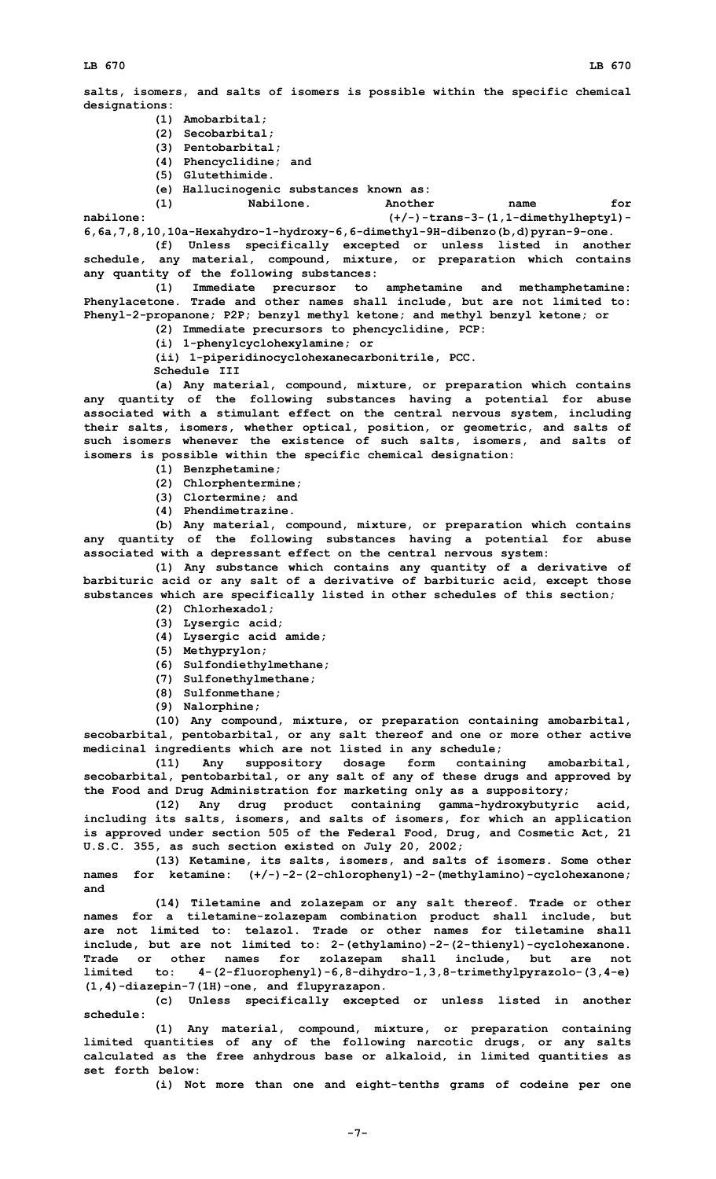salts, isomers, and salts of isomers is possible within the specific chemical designations:

(1) Amobarbital;

(2) Secobarbital;

(3) Pentobarbital;

(4) Phencyclidine; and

(5) Glutethimide.

(e) Hallucinogenic substances known as:

(1) Nabilone. Another name for nabilone: (+/-)-trans-3-(1,1-dimethylheptyl)-6,6a,7,8,10,10a-Hexahydro-1-hydroxy-6,6-dimethyl-9H-dibenzo(b,d)pyran-9-one.

(f) Unless specifically excepted or unless listed in another schedule, any material, compound, mixture, or preparation which contains any quantity of the following substances:

(1) Immediate precursor to amphetamine and methamphetamine: Phenylacetone. Trade and other names shall include, but are not limited to: Phenyl-2-propanone; P2P; benzyl methyl ketone; and methyl benzyl ketone; or

(2) Immediate precursors to phencyclidine, PCP:

(i) 1-phenylcyclohexylamine; or

(ii) 1-piperidinocyclohexanecarbonitrile, PCC.

Schedule III

(a) Any material, compound, mixture, or preparation which contains any quantity of the following substances having a potential for abuse associated with a stimulant effect on the central nervous system, including their salts, isomers, whether optical, position, or geometric, and salts of such isomers whenever the existence of such salts, isomers, and salts of isomers is possible within the specific chemical designation:

(1) Benzphetamine;

(2) Chlorphentermine;

(3) Clortermine; and

(4) Phendimetrazine.

(b) Any material, compound, mixture, or preparation which contains any quantity of the following substances having a potential for abuse associated with a depressant effect on the central nervous system:

(1) Any substance which contains any quantity of a derivative of barbituric acid or any salt of a derivative of barbituric acid, except those substances which are specifically listed in other schedules of this section;

(2) Chlorhexadol;

(3) Lysergic acid;

(4) Lysergic acid amide;

(5) Methyprylon;

(6) Sulfondiethylmethane;

(7) Sulfonethylmethane;

(8) Sulfonmethane;

(9) Nalorphine;

(10) Any compound, mixture, or preparation containing amobarbital, secobarbital, pentobarbital, or any salt thereof and one or more other active medicinal ingredients which are not listed in any schedule;

(11) Any suppository dosage form containing amobarbital, secobarbital, pentobarbital, or any salt of any of these drugs and approved by the Food and Drug Administration for marketing only as a suppository;

(12) Any drug product containing gamma-hydroxybutyric acid, including its salts, isomers, and salts of isomers, for which an application is approved under section 505 of the Federal Food, Drug, and Cosmetic Act, 21 U.S.C. 355, as such section existed on July 20, 2002;

(13) Ketamine, its salts, isomers, and salts of isomers. Some other names for ketamine: (+/-)-2-(2-chlorophenyl)-2-(methylamino)-cyclohexanone; and

(14) Tiletamine and zolazepam or any salt thereof. Trade or other names for a tiletamine-zolazepam combination product shall include, but are not limited to: telazol. Trade or other names for tiletamine shall include, but are not limited to: 2-(ethylamino)-2-(2-thienyl)-cyclohexanone. Trade or other names for zolazepam shall include, but are not limited to: 4-(2-fluorophenyl)-6,8-dihydro-1,3,8-trimethylpyrazolo-(3,4-e)(1,4)-diazepin-7(1H)-one, and flupyrazapon.

(c) Unless specifically excepted or unless listed in another schedule:

(1) Any material, compound, mixture, or preparation containing limited quantities of any of the following narcotic drugs, or any salts calculated as the free anhydrous base or alkaloid, in limited quantities as set forth below:

(i) Not more than one and eight-tenths grams of codeine per one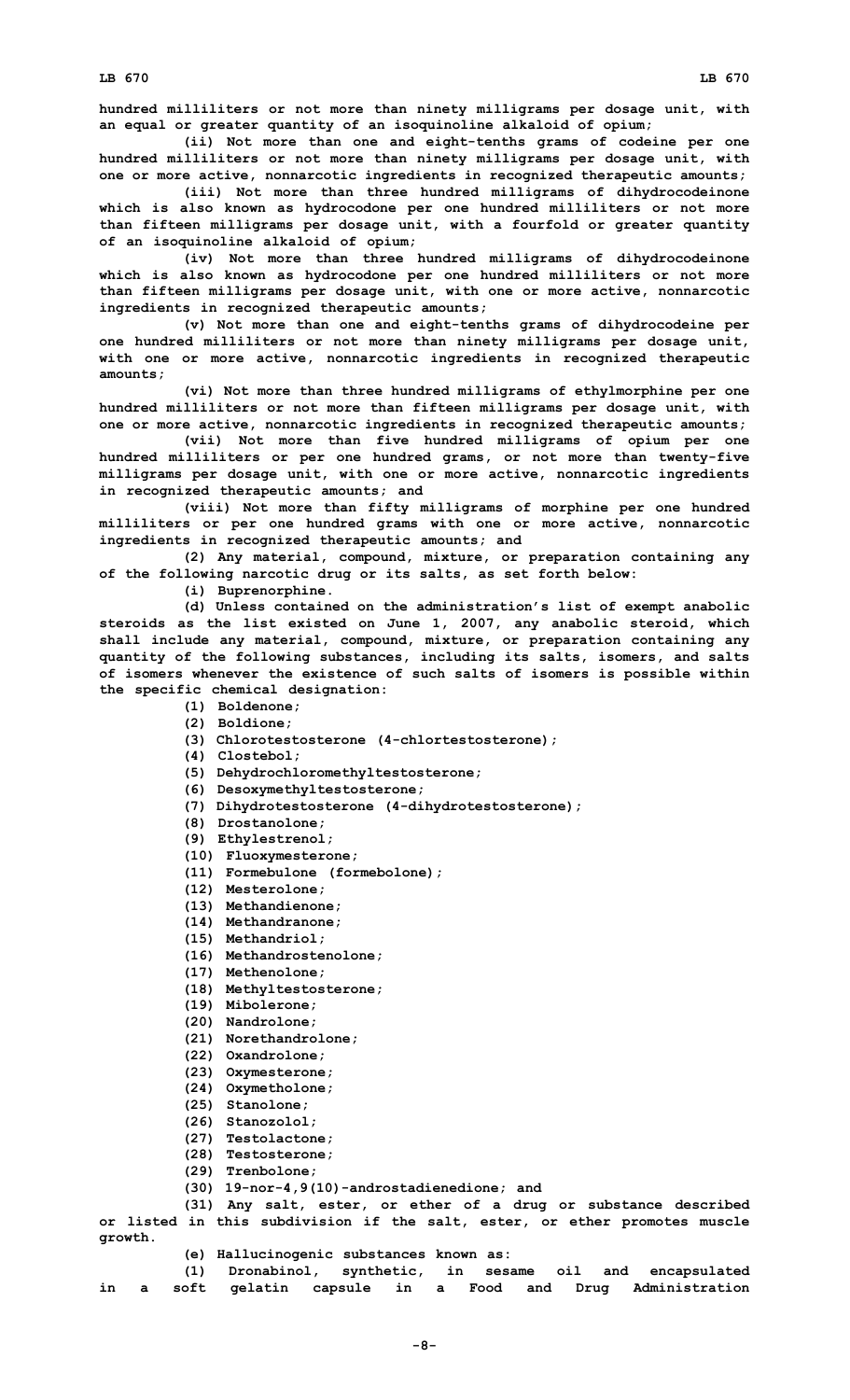hundred milliliters or not more than ninety milligrams per dosage unit, with an equal or greater quantity of an isoquinoline alkaloid of opium;

(ii) Not more than one and eight-tenths grams of codeine per one hundred milliliters or not more than ninety milligrams per dosage unit, with one or more active, nonnarcotic ingredients in recognized therapeutic amounts;

(iii) Not more than three hundred milligrams of dihydrocodeinone which is also known as hydrocodone per one hundred milliliters or not more than fifteen milligrams per dosage unit, with a fourfold or greater quantity of an isoquinoline alkaloid of opium;

(iv) Not more than three hundred milligrams of dihydrocodeinone which is also known as hydrocodone per one hundred milliliters or not more than fifteen milligrams per dosage unit, with one or more active, nonnarcotic ingredients in recognized therapeutic amounts;

(v) Not more than one and eight-tenths grams of dihydrocodeine per one hundred milliliters or not more than ninety milligrams per dosage unit, with one or more active, nonnarcotic ingredients in recognized therapeutic amounts;

(vi) Not more than three hundred milligrams of ethylmorphine per one hundred milliliters or not more than fifteen milligrams per dosage unit, with one or more active, nonnarcotic ingredients in recognized therapeutic amounts;

(vii) Not more than five hundred milligrams of opium per one hundred milliliters or per one hundred grams, or not more than twenty-five milligrams per dosage unit, with one or more active, nonnarcotic ingredients in recognized therapeutic amounts; and

(viii) Not more than fifty milligrams of morphine per one hundred milliliters or per one hundred grams with one or more active, nonnarcotic ingredients in recognized therapeutic amounts; and

(2) Any material, compound, mixture, or preparation containing any of the following narcotic drug or its salts, as set forth below:

(i) Buprenorphine.

(d) Unless contained on the administration's list of exempt anabolic steroids as the list existed on June 1, 2007, any anabolic steroid, which shall include any material, compound, mixture, or preparation containing any quantity of the following substances, including its salts, isomers, and salts of isomers whenever the existence of such salts of isomers is possible within the specific chemical designation:

(1) Boldenone;
(2) Boldione;
(3) Chlorotestosterone (4-chlortestosterone);
(4) Clostebol;
(5) Dehydrochloromethyltestosterone;
(6) Desoxymethyltestosterone;
(7) Dihydrotestosterone (4-dihydrotestosterone);
(8) Drostanolone;
(9) Ethylestrenol;
(10) Fluoxymesterone;
(11) Formebulone (formebolone);
(12) Mesterolone;
(13) Methandienone;
(14) Methandranone;
(15) Methandriol;
(16) Methandrostenolone;
(17) Methenolone;
(18) Methyltestosterone;
(19) Mibolerone;
(20) Nandrolone;
(21) Norethandrolone;
(22) Oxandrolone;
(23) Oxymesterone;
(24) Oxymetholone;
(25) Stanolone;
(26) Stanozolol;
(27) Testolactone;
(28) Testosterone;
(29) Trenbolone;
(30) 19-nor-4,9(10)-androstadienedione; and
(31) Any salt, ester, or ether of a drug or substance described or listed in this subdivision if the salt, ester, or ether promotes muscle growth.

(e) Hallucinogenic substances known as:

(1) Dronabinol, synthetic, in sesame oil and encapsulated in a soft gelatin capsule in a Food and Drug Administration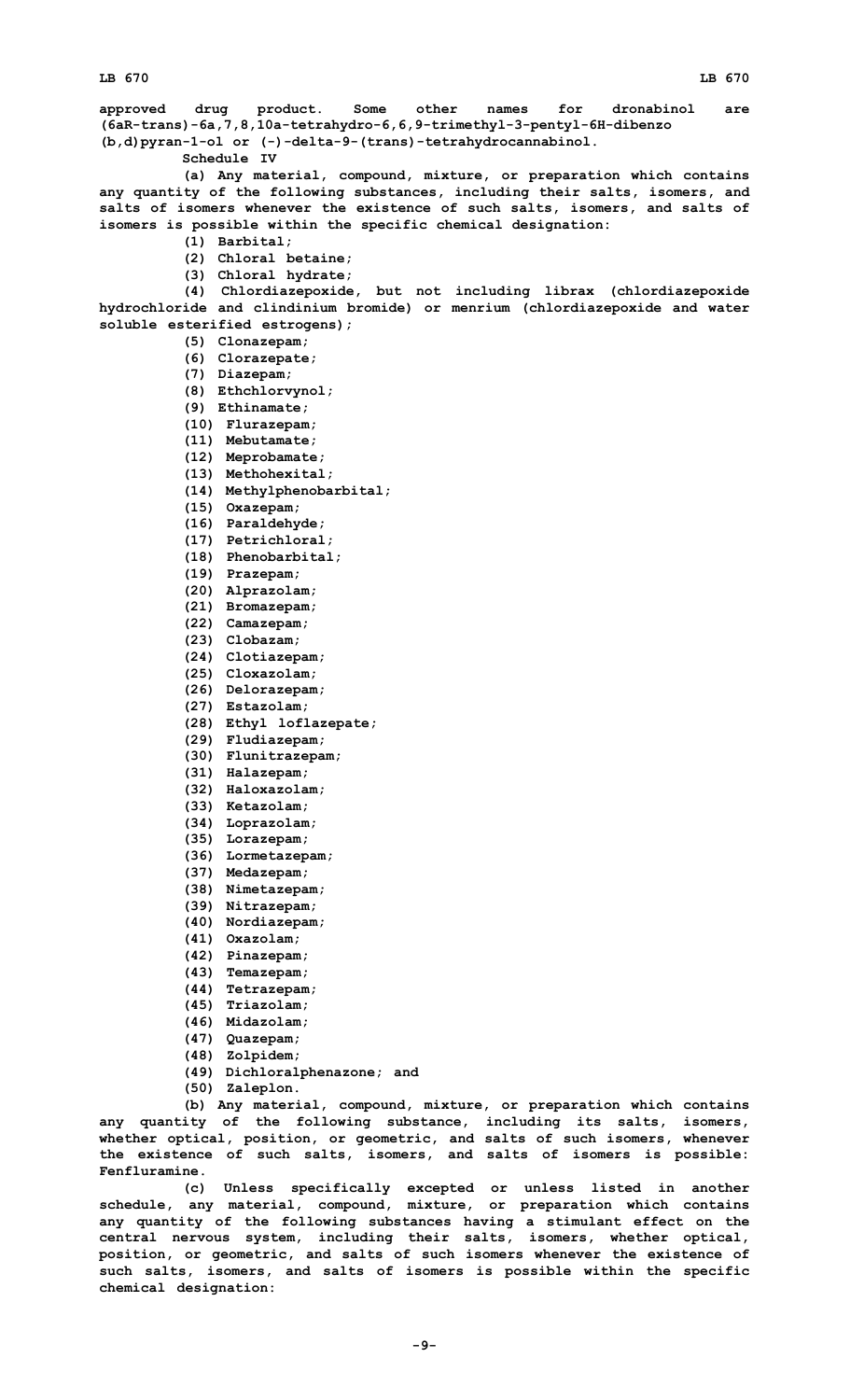approved drug product. Some other names for dronabinol are (6aR-trans)-6a,7,8,10a-tetrahydro-6,6,9-trimethyl-3-pentyl-6H-dibenzo (b,d)pyran-1-ol or (-)-delta-9-(trans)-tetrahydrocannabinol.

Schedule IV

(a) Any material, compound, mixture, or preparation which contains any quantity of the following substances, including their salts, isomers, and salts of isomers whenever the existence of such salts, isomers, and salts of isomers is possible within the specific chemical designation:

(1) Barbital;
(2) Chloral betaine;
(3) Chloral hydrate;
(4) Chlordiazepoxide, but not including librax (chlordiazepoxide hydrochloride and clindinium bromide) or menrium (chlordiazepoxide and water soluble esterified estrogens);
(5) Clonazepam;
(6) Clorazepate;
(7) Diazepam;
(8) Ethchlorvynol;
(9) Ethinamate;
(10) Flurazepam;
(11) Mebutamate;
(12) Meprobamate;
(13) Methohexital;
(14) Methylphenobarbital;
(15) Oxazepam;
(16) Paraldehyde;
(17) Petrichloral;
(18) Phenobarbital;
(19) Prazepam;
(20) Alprazolam;
(21) Bromazepam;
(22) Camazepam;
(23) Clobazam;
(24) Clotiazepam;
(25) Cloxazolam;
(26) Delorazepam;
(27) Estazolam;
(28) Ethyl loflazepate;
(29) Fludiazepam;
(30) Flunitrazepam;
(31) Halazepam;
(32) Haloxazolam;
(33) Ketazolam;
(34) Loprazolam;
(35) Lorazepam;
(36) Lormetazepam;
(37) Medazepam;
(38) Nimetazepam;
(39) Nitrazepam;
(40) Nordiazepam;
(41) Oxazolam;
(42) Pinazepam;
(43) Temazepam;
(44) Tetrazepam;
(45) Triazolam;
(46) Midazolam;
(47) Quazepam;
(48) Zolpidem;
(49) Dichloralphenazone; and
(50) Zaleplon.

(b) Any material, compound, mixture, or preparation which contains any quantity of the following substance, including its salts, isomers, whether optical, position, or geometric, and salts of such isomers, whenever the existence of such salts, isomers, and salts of isomers is possible: Fenfluramine.

(c) Unless specifically excepted or unless listed in another schedule, any material, compound, mixture, or preparation which contains any quantity of the following substances having a stimulant effect on the central nervous system, including their salts, isomers, whether optical, position, or geometric, and salts of such isomers whenever the existence of such salts, isomers, and salts of isomers is possible within the specific chemical designation: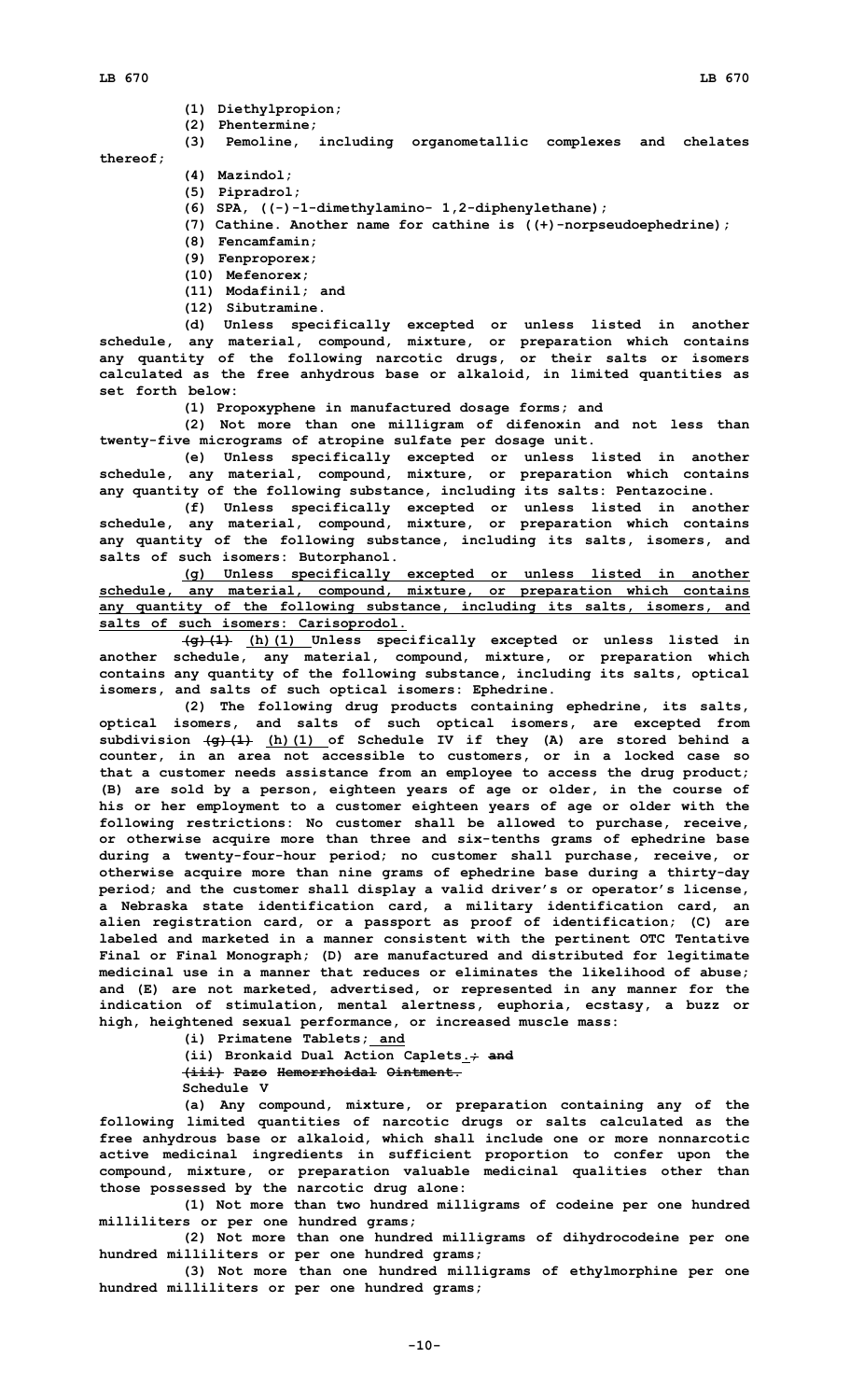(1) Diethylpropion;

(2) Phentermine;

(3) Pemoline, including organometallic complexes and chelates thereof;

(4) Mazindol;

(5) Pipradrol;

(6) SPA, ((-)-1-dimethylamino- 1,2-diphenylethane);

(7) Cathine. Another name for cathine is ((+)-norpseudoephedrine);

(8) Fencamfamin;

(9) Fenproporex;

(10) Mefenorex;

(11) Modafinil; and

(12) Sibutramine.

(d) Unless specifically excepted or unless listed in another schedule, any material, compound, mixture, or preparation which contains any quantity of the following narcotic drugs, or their salts or isomers calculated as the free anhydrous base or alkaloid, in limited quantities as set forth below:

(1) Propoxyphene in manufactured dosage forms; and

(2) Not more than one milligram of difenoxin and not less than twenty-five micrograms of atropine sulfate per dosage unit.

(e) Unless specifically excepted or unless listed in another schedule, any material, compound, mixture, or preparation which contains any quantity of the following substance, including its salts: Pentazocine.

(f) Unless specifically excepted or unless listed in another schedule, any material, compound, mixture, or preparation which contains any quantity of the following substance, including its salts, isomers, and salts of such isomers: Butorphanol.

(g) Unless specifically excepted or unless listed in another schedule, any material, compound, mixture, or preparation which contains any quantity of the following substance, including its salts, isomers, and salts of such isomers: Carisoprodol.

~~(g)(1)~~ (h)(1) Unless specifically excepted or unless listed in another schedule, any material, compound, mixture, or preparation which contains any quantity of the following substance, including its salts, optical isomers, and salts of such optical isomers: Ephedrine.

(2) The following drug products containing ephedrine, its salts, optical isomers, and salts of such optical isomers, are excepted from subdivision ~~(g)(1)~~ (h)(1) of Schedule IV if they (A) are stored behind a counter, in an area not accessible to customers, or in a locked case so that a customer needs assistance from an employee to access the drug product; (B) are sold by a person, eighteen years of age or older, in the course of his or her employment to a customer eighteen years of age or older with the following restrictions: No customer shall be allowed to purchase, receive, or otherwise acquire more than three and six-tenths grams of ephedrine base during a twenty-four-hour period; no customer shall purchase, receive, or otherwise acquire more than nine grams of ephedrine base during a thirty-day period; and the customer shall display a valid driver's or operator's license, a Nebraska state identification card, a military identification card, an alien registration card, or a passport as proof of identification; (C) are labeled and marketed in a manner consistent with the pertinent OTC Tentative Final or Final Monograph; (D) are manufactured and distributed for legitimate medicinal use in a manner that reduces or eliminates the likelihood of abuse; and (E) are not marketed, advertised, or represented in any manner for the indication of stimulation, mental alertness, euphoria, ecstasy, a buzz or high, heightened sexual performance, or increased muscle mass:

(i) Primatene Tablets; and

(ii) Bronkaid Dual Action Caplets.~~; and~~

~~(iii) Pazo Hemorrhoidal Ointment.~~

Schedule V

(a) Any compound, mixture, or preparation containing any of the following limited quantities of narcotic drugs or salts calculated as the free anhydrous base or alkaloid, which shall include one or more nonnarcotic active medicinal ingredients in sufficient proportion to confer upon the compound, mixture, or preparation valuable medicinal qualities other than those possessed by the narcotic drug alone:

(1) Not more than two hundred milligrams of codeine per one hundred milliliters or per one hundred grams;

(2) Not more than one hundred milligrams of dihydrocodeine per one hundred milliliters or per one hundred grams;

(3) Not more than one hundred milligrams of ethylmorphine per one hundred milliliters or per one hundred grams;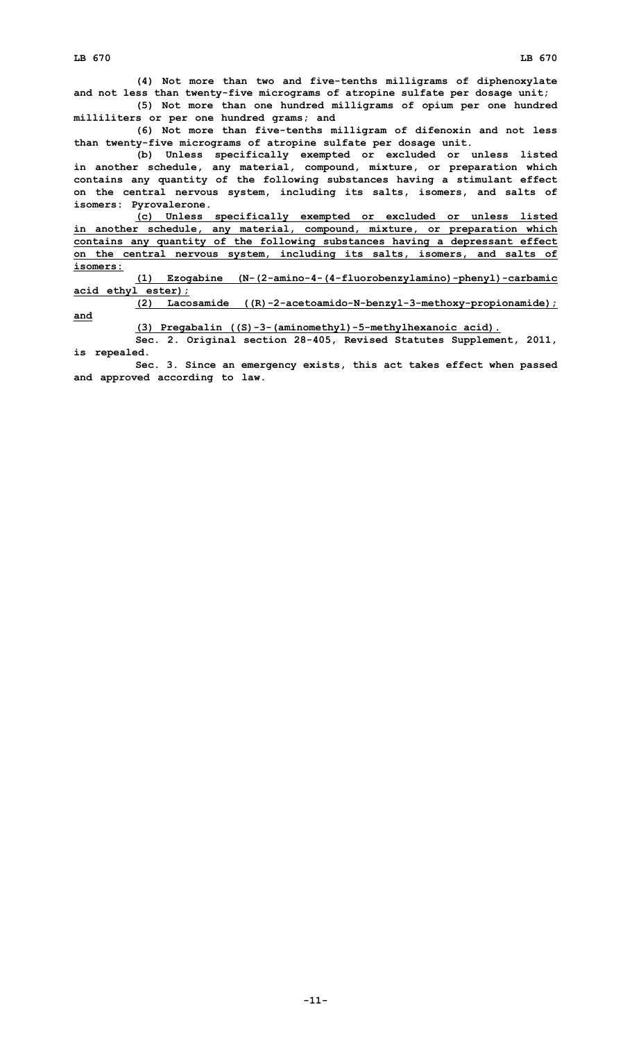(4) Not more than two and five-tenths milligrams of diphenoxylate and not less than twenty-five micrograms of atropine sulfate per dosage unit;

(5) Not more than one hundred milligrams of opium per one hundred milliliters or per one hundred grams; and

(6) Not more than five-tenths milligram of difenoxin and not less than twenty-five micrograms of atropine sulfate per dosage unit.

(b) Unless specifically exempted or excluded or unless listed in another schedule, any material, compound, mixture, or preparation which contains any quantity of the following substances having a stimulant effect on the central nervous system, including its salts, isomers, and salts of isomers: Pyrovalerone.

(c) Unless specifically exempted or excluded or unless listed in another schedule, any material, compound, mixture, or preparation which contains any quantity of the following substances having a depressant effect on the central nervous system, including its salts, isomers, and salts of isomers:

(1) Ezogabine (N-(2-amino-4-(4-fluorobenzylamino)-phenyl)-carbamic acid ethyl ester);

(2) Lacosamide ((R)-2-acetoamido-N-benzyl-3-methoxy-propionamide); and

(3) Pregabalin ((S)-3-(aminomethyl)-5-methylhexanoic acid).

Sec. 2. Original section 28-405, Revised Statutes Supplement, 2011, is repealed.

Sec. 3. Since an emergency exists, this act takes effect when passed and approved according to law.